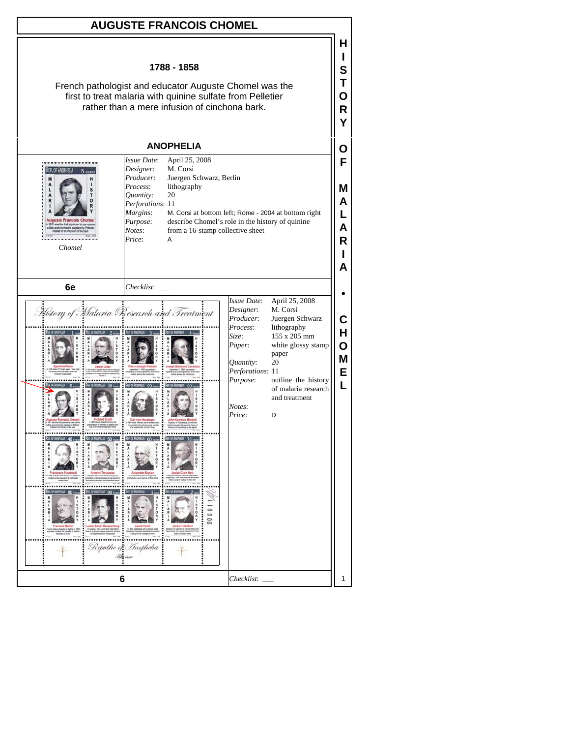# AUGUSTE FRANCOIS CHOMEL

**1788 - 1858**

French pathologist and educator Auguste Chomel was the first to treat malaria with quinine sulfate from Pelletier rather than a mere infusion of cinchona bark.

## ANOPHELIA

*Chomel*

| | |
|---|---|
| *Issue Date*: | April 25, 2008 |
| *Designer*: | M. Corsi |
| *Producer*: | Juergen Schwarz, Berlin |
| *Process*: | lithography |
| *Quantity*: | 20 |
| *Perforations*: | 11 |
| *Margins*: | M. Corsi at bottom left; Rome - 2004 at bottom right |
| *Purpose*: | describe Chomel's role in the history of quinine |
| *Notes*: | from a 16-stamp collective sheet |
| *Price*: | A |

**6e**

*Checklist*: ___

| | |
|---|---|
| *Issue Date*: | April 25, 2008 |
| *Designer*: | M. Corsi |
| *Producer*: | Juergen Schwarz |
| *Process*: | lithography |
| *Size*: | 155 x 205 mm |
| *Paper*: | white glossy stamp paper |
| *Quantity*: | 20 |
| *Perforations*: | 11 |
| *Purpose*: | outline the history of malaria research and treatment |
| *Notes*: | |
| *Price*: | D |

**6**

*Checklist*: ___

HISTORY OF MALARIA • CHOMEL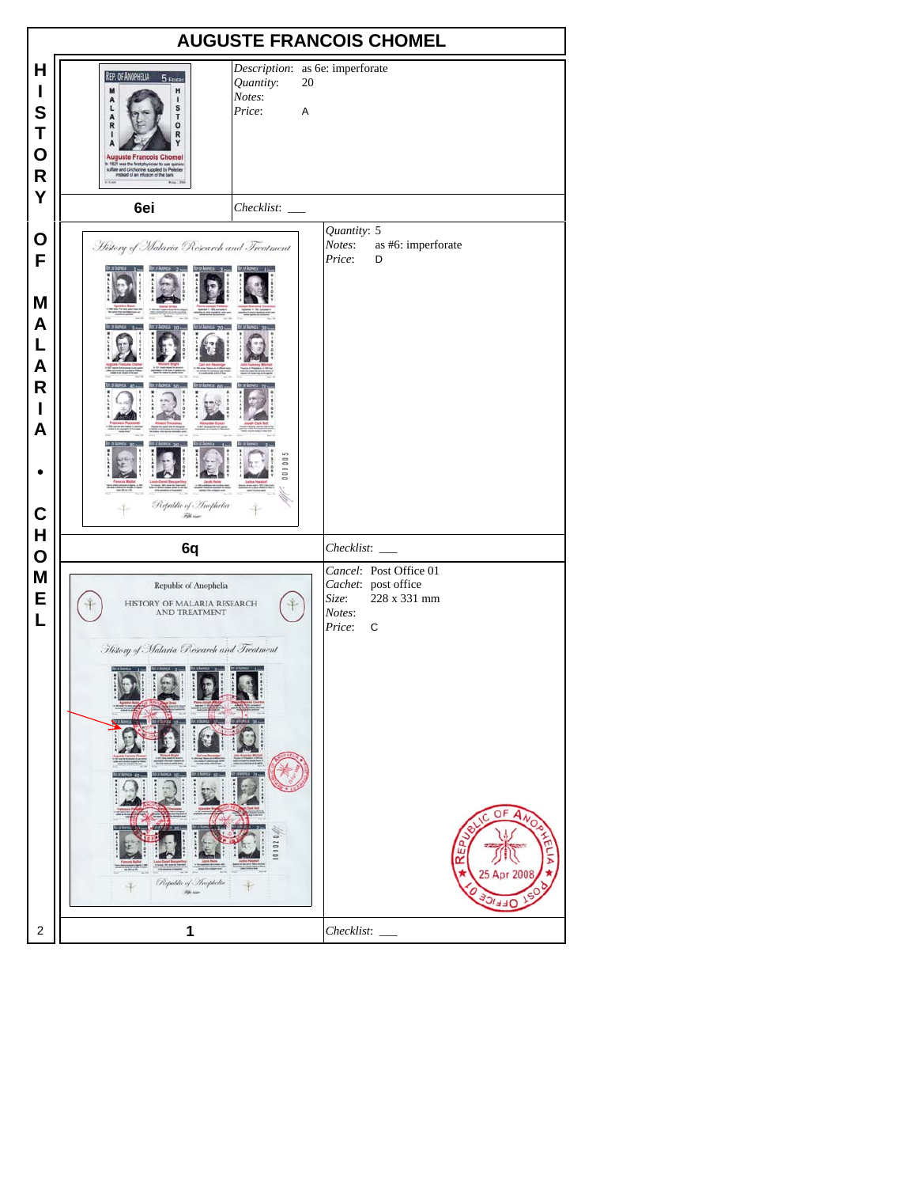# AUGUSTE FRANCOIS CHOMEL

HISTORY OF MALARIA • CHOMEL

| | |
|---|---|
| **6ei** | *Description*: as 6e: imperforate<br>*Quantity*: 20<br>*Notes*:<br>*Price*: A<br><br>*Checklist*: ___ |
| **6q** | *Quantity*: 5<br>*Notes*: as #6: imperforate<br>*Price*: D<br><br>*Checklist*: ___ |
| **1** | *Cancel*: Post Office 01<br>*Cachet*: post office<br>*Size*: 228 x 331 mm<br>*Notes*:<br>*Price*: C<br><br>*Checklist*: ___ |